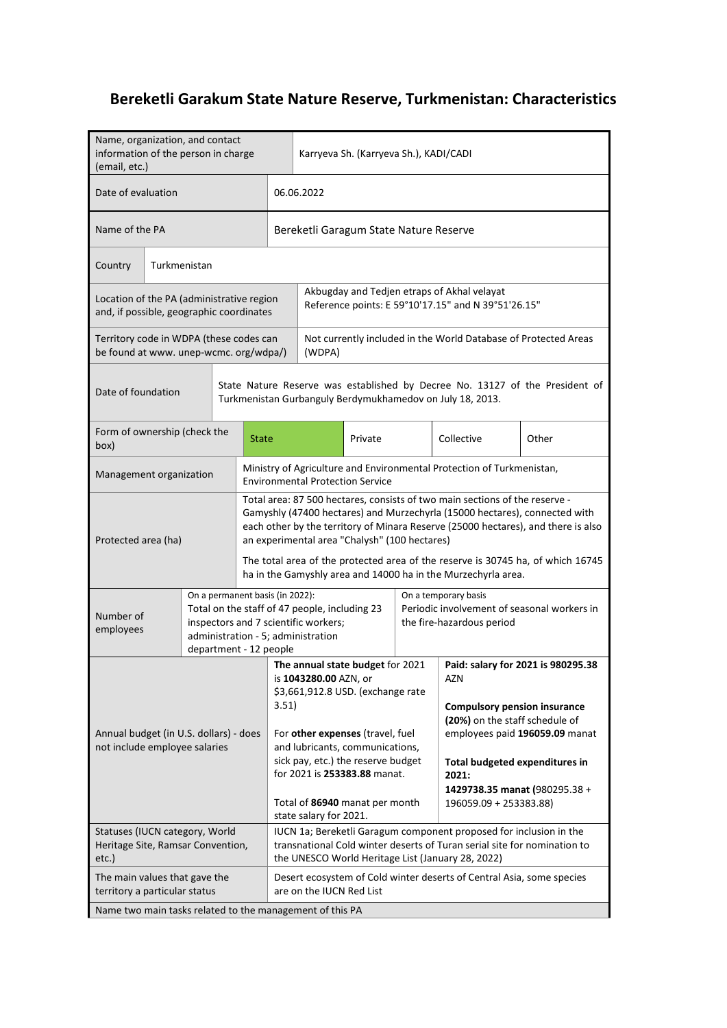# Bereketli Garakum State Nature Reserve, Turkmenistan: Characteristics

| Field | Details | | | |
|---|---|---|---|---|
| Name, organization, and contact information of the person in charge (email, etc.) | Karryeva Sh. (Karryeva Sh.), KADI/CADI | | | |
| Date of evaluation | 06.06.2022 | | | |
| Name of the PA | Bereketli Garagum State Nature Reserve | | | |
| Country | Turkmenistan | | | |
| Location of the PA (administrative region and, if possible, geographic coordinates | Akbugday and Tedjen etraps of Akhal velayat<br>Reference points: E 59°10'17.15" and N 39°51'26.15" | | | |
| Territory code in WDPA (these codes can be found at www. unep-wcmc. org/wdpa/) | Not currently included in the World Database of Protected Areas (WDPA) | | | |
| Date of foundation | State Nature Reserve was established by Decree No. 13127 of the President of Turkmenistan Gurbanguly Berdymukhamedov on July 18, 2013. | | | |
| Form of ownership (check the box) | State | Private | Collective | Other |
| Management organization | Ministry of Agriculture and Environmental Protection of Turkmenistan, Environmental Protection Service | | | |
| Protected area (ha) | Total area: 87 500 hectares, consists of two main sections of the reserve - Gamyshly (47400 hectares) and Murzechyrla (15000 hectares), connected with each other by the territory of Minara Reserve (25000 hectares), and there is also an experimental area "Chalysh" (100 hectares)<br><br>The total area of the protected area of the reserve is 30745 ha, of which 16745 ha in the Gamyshly area and 14000 ha in the Murzechyrla area. | | | |
| Number of employees | On a permanent basis (in 2022):<br>Total on the staff of 47 people, including 23 inspectors and 7 scientific workers; administration - 5; administration department - 12 people | On a temporary basis<br>Periodic involvement of seasonal workers in the fire-hazardous period | | |
| Annual budget (in U.S. dollars) - does not include employee salaries | **The annual state budget** for 2021 is **1043280.00** AZN, or $3,661,912.8 USD. (exchange rate 3.51)<br><br>For **other expenses** (travel, fuel and lubricants, communications, sick pay, etc.) the reserve budget for 2021 is **253383.88** manat.<br><br>Total of **86940** manat per month state salary for 2021. | **Paid: salary for 2021 is 980295.38** AZN<br><br>**Compulsory pension insurance (20%)** on the staff schedule of employees paid **196059.09** manat<br><br>**Total budgeted expenditures in 2021:**<br>**1429738.35 manat (**980295.38 + 196059.09 + 253383.88) | | |
| Statuses (IUCN category, World Heritage Site, Ramsar Convention, etc.) | IUCN 1a; Bereketli Garagum component proposed for inclusion in the transnational Cold winter deserts of Turan serial site for nomination to the UNESCO World Heritage List (January 28, 2022) | | | |
| The main values that gave the territory a particular status | Desert ecosystem of Cold winter deserts of Central Asia, some species are on the IUCN Red List | | | |
| Name two main tasks related to the management of this PA | | | | |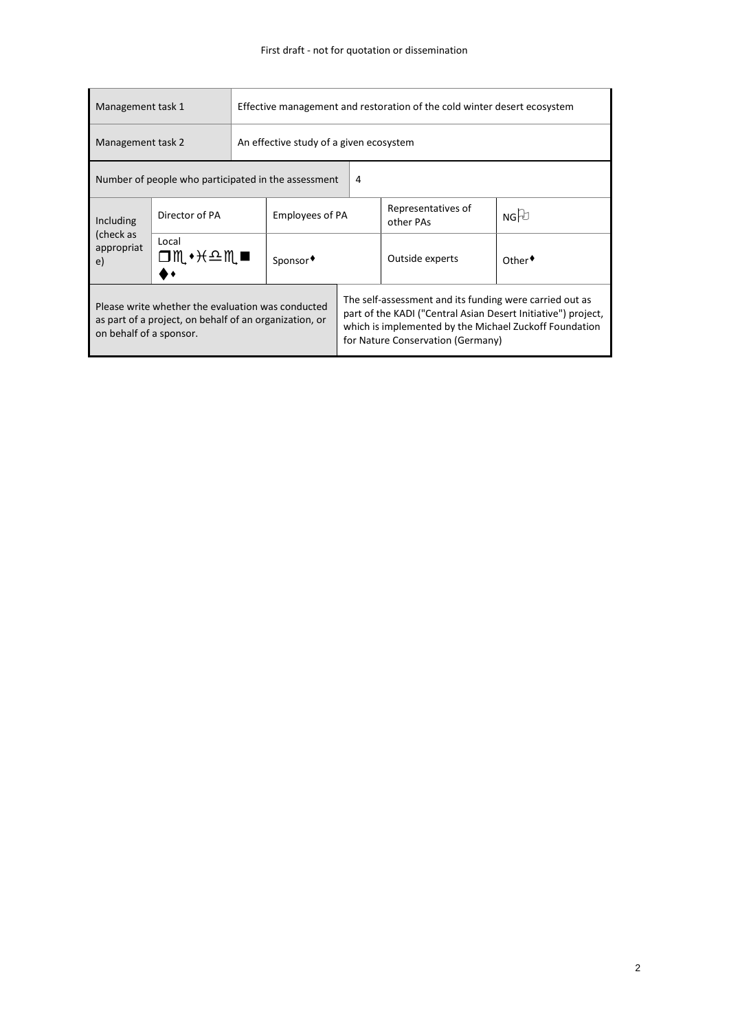| Management task 1 | Effective management and restoration of the cold winter desert ecosystem | | | | |
|---|---|---|---|---|---|
| Management task 2 | An effective study of a given ecosystem | | | | |
| Number of people who participated in the assessment | | | 4 | | |
| Including (check as appropriate) | Director of PA | Employees of PA | | Representatives of other PAs | NG |
| | Local ❒♏⬧♓♎♏■⧫⬧ | Sponsor⧫ | | Outside experts | Other⧫ |
| Please write whether the evaluation was conducted as part of a project, on behalf of an organization, or on behalf of a sponsor. | | | The self-assessment and its funding were carried out as part of the KADI ("Central Asian Desert Initiative") project, which is implemented by the Michael Zuckoff Foundation for Nature Conservation (Germany) | | |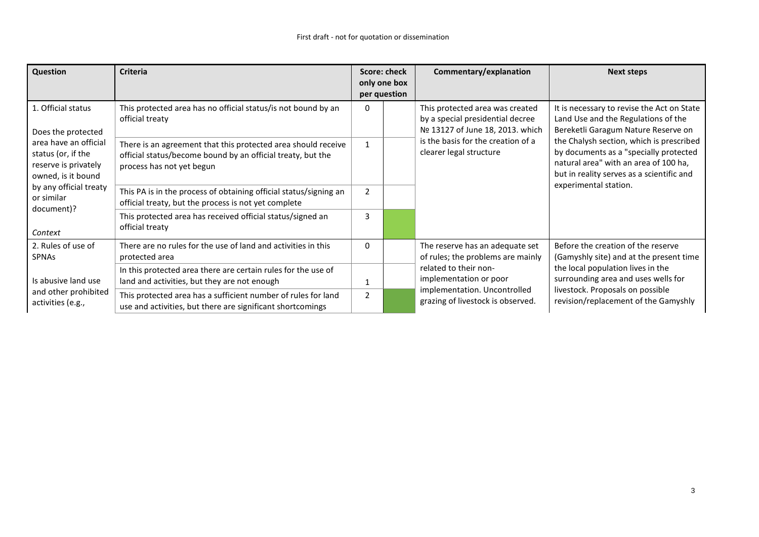| Question | Criteria | Score: check only one box per question | | Commentary/explanation | Next steps |
|---|---|---|---|---|---|
| 1. Official status<br><br>Does the protected area have an official status (or, if the reserve is privately owned, is it bound by any official treaty or similar document)?<br><br>*Context* | This protected area has no official status/is not bound by an official treaty | 0 | | This protected area was created by a special presidential decree № 13127 of June 18, 2013. which is the basis for the creation of a clearer legal structure | It is necessary to revise the Act on State Land Use and the Regulations of the Bereketli Garagum Nature Reserve on the Chalysh section, which is prescribed by documents as a "specially protected natural area" with an area of 100 ha, but in reality serves as a scientific and experimental station. |
| | There is an agreement that this protected area should receive official status/become bound by an official treaty, but the process has not yet begun | 1 | | | |
| | This PA is in the process of obtaining official status/signing an official treaty, but the process is not yet complete | 2 | | | |
| | This protected area has received official status/signed an official treaty | 3 | ✓ | | |
| 2. Rules of use of SPNAs<br><br>Is abusive land use and other prohibited activities (e.g., | There are no rules for the use of land and activities in this protected area | 0 | | The reserve has an adequate set of rules; the problems are mainly related to their non-implementation or poor implementation. Uncontrolled grazing of livestock is observed. | Before the creation of the reserve (Gamyshly site) and at the present time the local population lives in the surrounding area and uses wells for livestock. Proposals on possible revision/replacement of the Gamyshly |
| | In this protected area there are certain rules for the use of land and activities, but they are not enough | 1 | | | |
| | This protected area has a sufficient number of rules for land use and activities, but there are significant shortcomings | 2 | ✓ | | |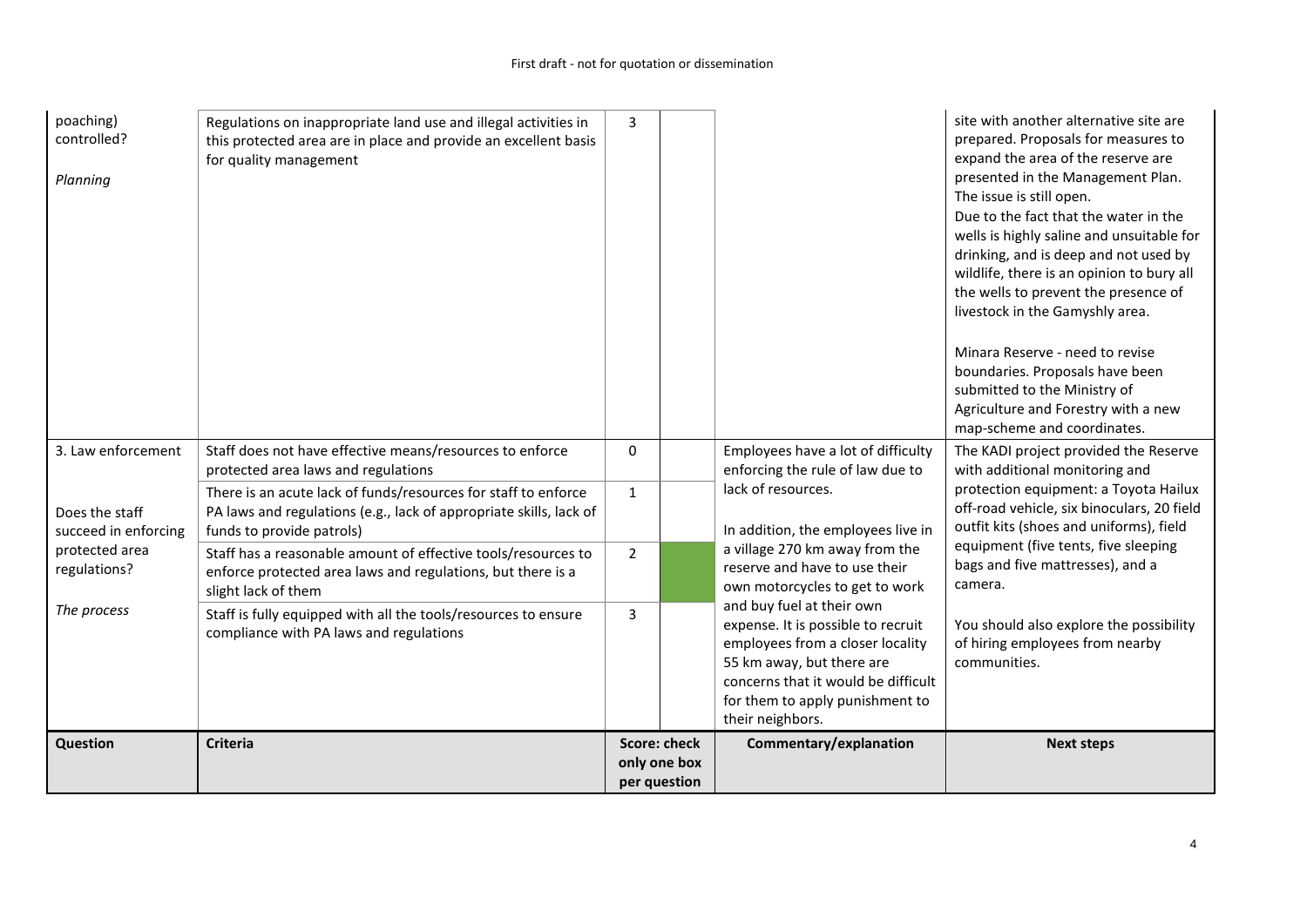| Question | Criteria | Score: check only one box per question | | Commentary/explanation | Next steps |
|---|---|---|---|---|---|
| poaching) controlled?<br><br>*Planning* | Regulations on inappropriate land use and illegal activities in this protected area are in place and provide an excellent basis for quality management | 3 | | | site with another alternative site are prepared. Proposals for measures to expand the area of the reserve are presented in the Management Plan. The issue is still open.<br>Due to the fact that the water in the wells is highly saline and unsuitable for drinking, and is deep and not used by wildlife, there is an opinion to bury all the wells to prevent the presence of livestock in the Gamyshly area.<br><br>Minara Reserve - need to revise boundaries. Proposals have been submitted to the Ministry of Agriculture and Forestry with a new map-scheme and coordinates. |
| 3. Law enforcement<br><br>Does the staff succeed in enforcing protected area regulations?<br><br>*The process* | Staff does not have effective means/resources to enforce protected area laws and regulations | 0 | | Employees have a lot of difficulty enforcing the rule of law due to lack of resources.<br><br>In addition, the employees live in a village 270 km away from the reserve and have to use their own motorcycles to get to work and buy fuel at their own expense. It is possible to recruit employees from a closer locality 55 km away, but there are concerns that it would be difficult for them to apply punishment to their neighbors. | The KADI project provided the Reserve with additional monitoring and protection equipment: a Toyota Hailux off-road vehicle, six binoculars, 20 field outfit kits (shoes and uniforms), field equipment (five tents, five sleeping bags and five mattresses), and a camera.<br><br>You should also explore the possibility of hiring employees from nearby communities. |
| | There is an acute lack of funds/resources for staff to enforce PA laws and regulations (e.g., lack of appropriate skills, lack of funds to provide patrols) | 1 | | | |
| | Staff has a reasonable amount of effective tools/resources to enforce protected area laws and regulations, but there is a slight lack of them | 2 | ✓ | | |
| | Staff is fully equipped with all the tools/resources to ensure compliance with PA laws and regulations | 3 | | | |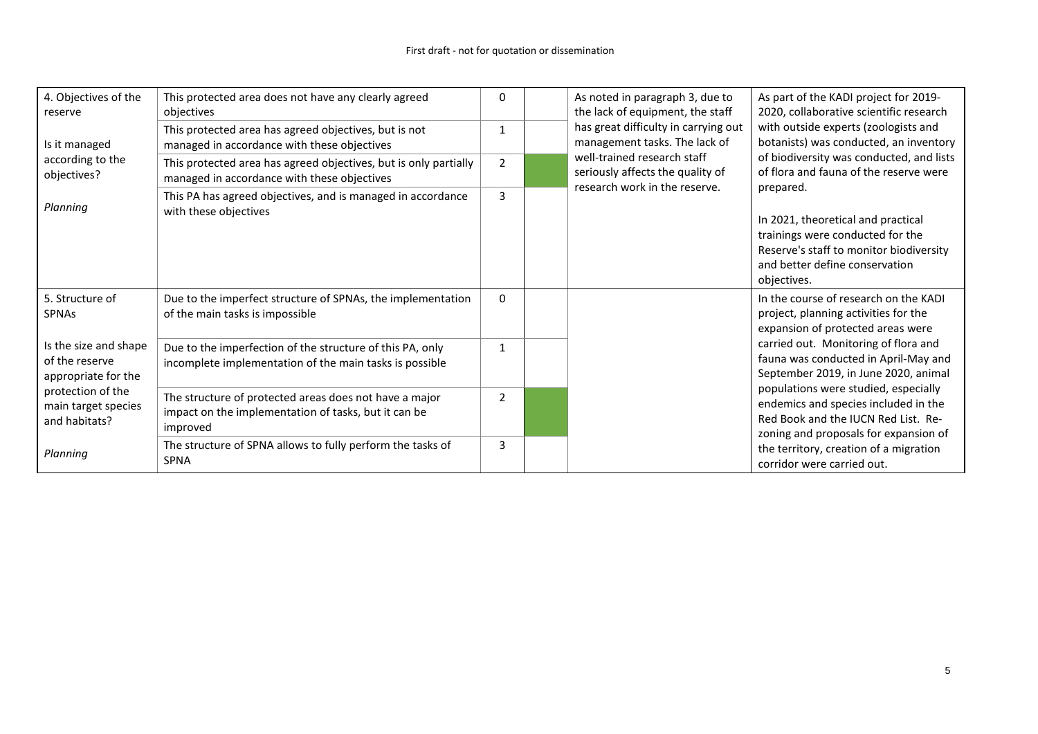| | | | | | |
|---|---|---|---|---|---|
| 4. Objectives of the reserve<br><br>Is it managed according to the objectives?<br><br>*Planning* | This protected area does not have any clearly agreed objectives | 0 | | As noted in paragraph 3, due to the lack of equipment, the staff has great difficulty in carrying out management tasks. The lack of well-trained research staff seriously affects the quality of research work in the reserve. | As part of the KADI project for 2019-2020, collaborative scientific research with outside experts (zoologists and botanists) was conducted, an inventory of biodiversity was conducted, and lists of flora and fauna of the reserve were prepared.<br><br>In 2021, theoretical and practical trainings were conducted for the Reserve's staff to monitor biodiversity and better define conservation objectives. |
| | This protected area has agreed objectives, but is not managed in accordance with these objectives | 1 | | | |
| | This protected area has agreed objectives, but is only partially managed in accordance with these objectives | 2 | ✓ | | |
| | This PA has agreed objectives, and is managed in accordance with these objectives | 3 | | | |
| 5. Structure of SPNAs<br><br>Is the size and shape of the reserve appropriate for the protection of the main target species and habitats?<br><br>*Planning* | Due to the imperfect structure of SPNAs, the implementation of the main tasks is impossible | 0 | | | In the course of research on the KADI project, planning activities for the expansion of protected areas were carried out. Monitoring of flora and fauna was conducted in April-May and September 2019, in June 2020, animal populations were studied, especially endemics and species included in the Red Book and the IUCN Red List. Re-zoning and proposals for expansion of the territory, creation of a migration corridor were carried out. |
| | Due to the imperfection of the structure of this PA, only incomplete implementation of the main tasks is possible | 1 | | | |
| | The structure of protected areas does not have a major impact on the implementation of tasks, but it can be improved | 2 | ✓ | | |
| | The structure of SPNA allows to fully perform the tasks of SPNA | 3 | | | |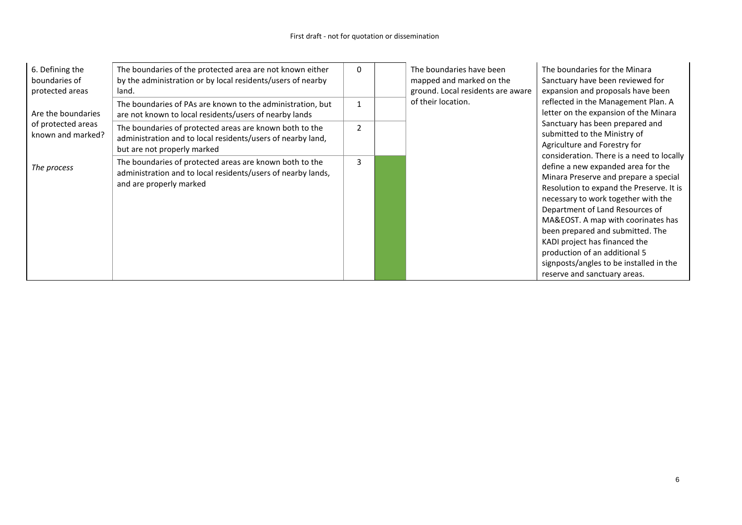| 6. Defining the boundaries of protected areas<br><br>Are the boundaries of protected areas known and marked?<br><br>*The process* | The boundaries of the protected area are not known either by the administration or by local residents/users of nearby land. | 0 | | The boundaries have been mapped and marked on the ground. Local residents are aware of their location. | The boundaries for the Minara Sanctuary have been reviewed for expansion and proposals have been reflected in the Management Plan. A letter on the expansion of the Minara Sanctuary has been prepared and submitted to the Ministry of Agriculture and Forestry for consideration. There is a need to locally define a new expanded area for the Minara Preserve and prepare a special Resolution to expand the Preserve. It is necessary to work together with the Department of Land Resources of MA&EOST. A map with coorinates has been prepared and submitted. The KADI project has financed the production of an additional 5 signposts/angles to be installed in the reserve and sanctuary areas. |
|---|---|---|---|---|---|
| | The boundaries of PAs are known to the administration, but are not known to local residents/users of nearby lands | 1 | | | |
| | The boundaries of protected areas are known both to the administration and to local residents/users of nearby land, but are not properly marked | 2 | | | |
| | The boundaries of protected areas are known both to the administration and to local residents/users of nearby lands, and are properly marked | 3 | | | |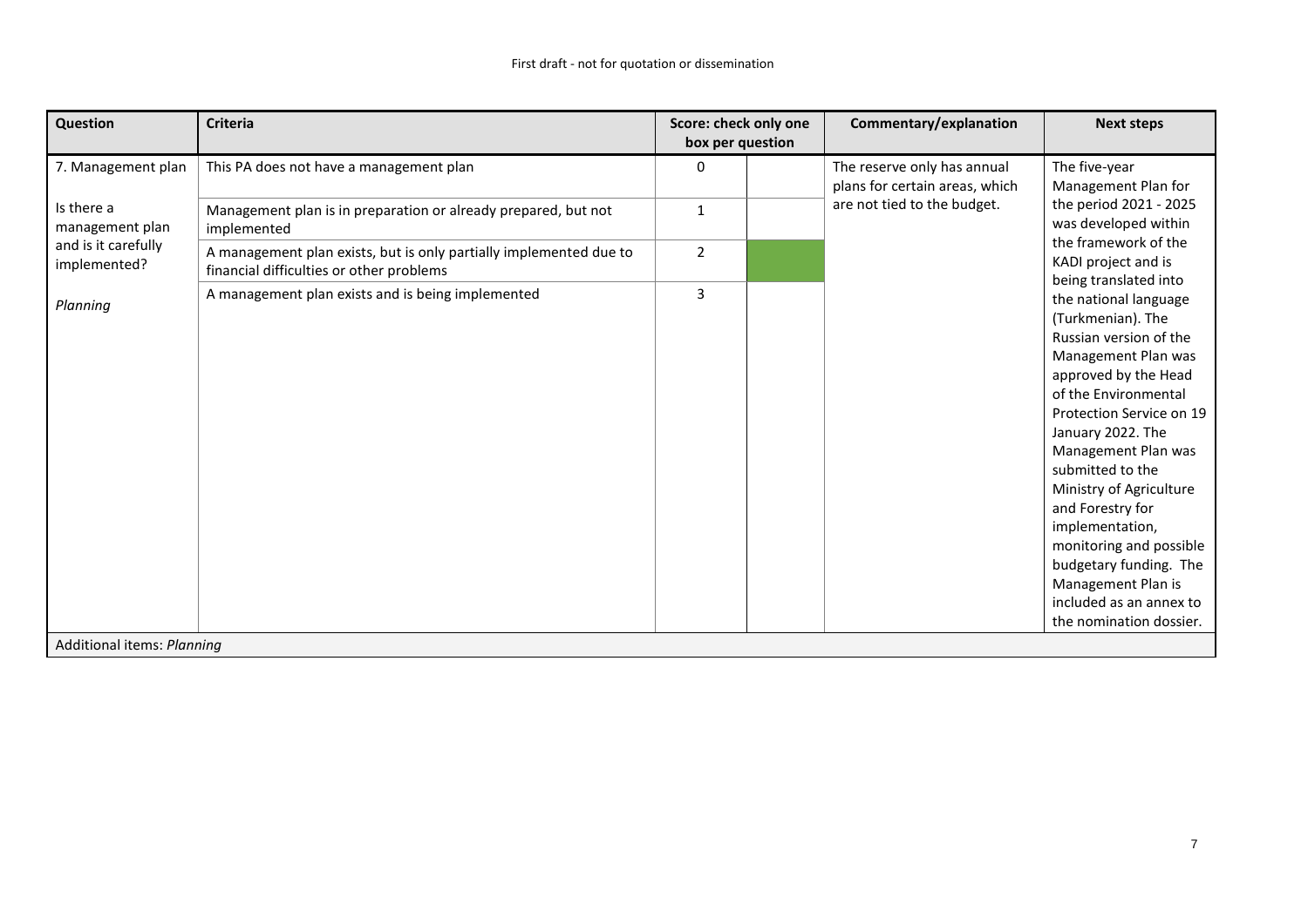| Question | Criteria | Score: check only one box per question | | Commentary/explanation | Next steps |
|---|---|---|---|---|---|
| 7. Management plan<br><br>Is there a management plan and is it carefully implemented?<br><br>*Planning* | This PA does not have a management plan | 0 | | The reserve only has annual plans for certain areas, which are not tied to the budget. | The five-year Management Plan for the period 2021 - 2025 was developed within the framework of the KADI project and is being translated into the national language (Turkmenian). The Russian version of the Management Plan was approved by the Head of the Environmental Protection Service on 19 January 2022. The Management Plan was submitted to the Ministry of Agriculture and Forestry for implementation, monitoring and possible budgetary funding. The Management Plan is included as an annex to the nomination dossier. |
| | Management plan is in preparation or already prepared, but not implemented | 1 | | | |
| | A management plan exists, but is only partially implemented due to financial difficulties or other problems | 2 | ✓ | | |
| | A management plan exists and is being implemented | 3 | | | |
| Additional items: *Planning* | | | | | |

First draft - not for quotation or dissemination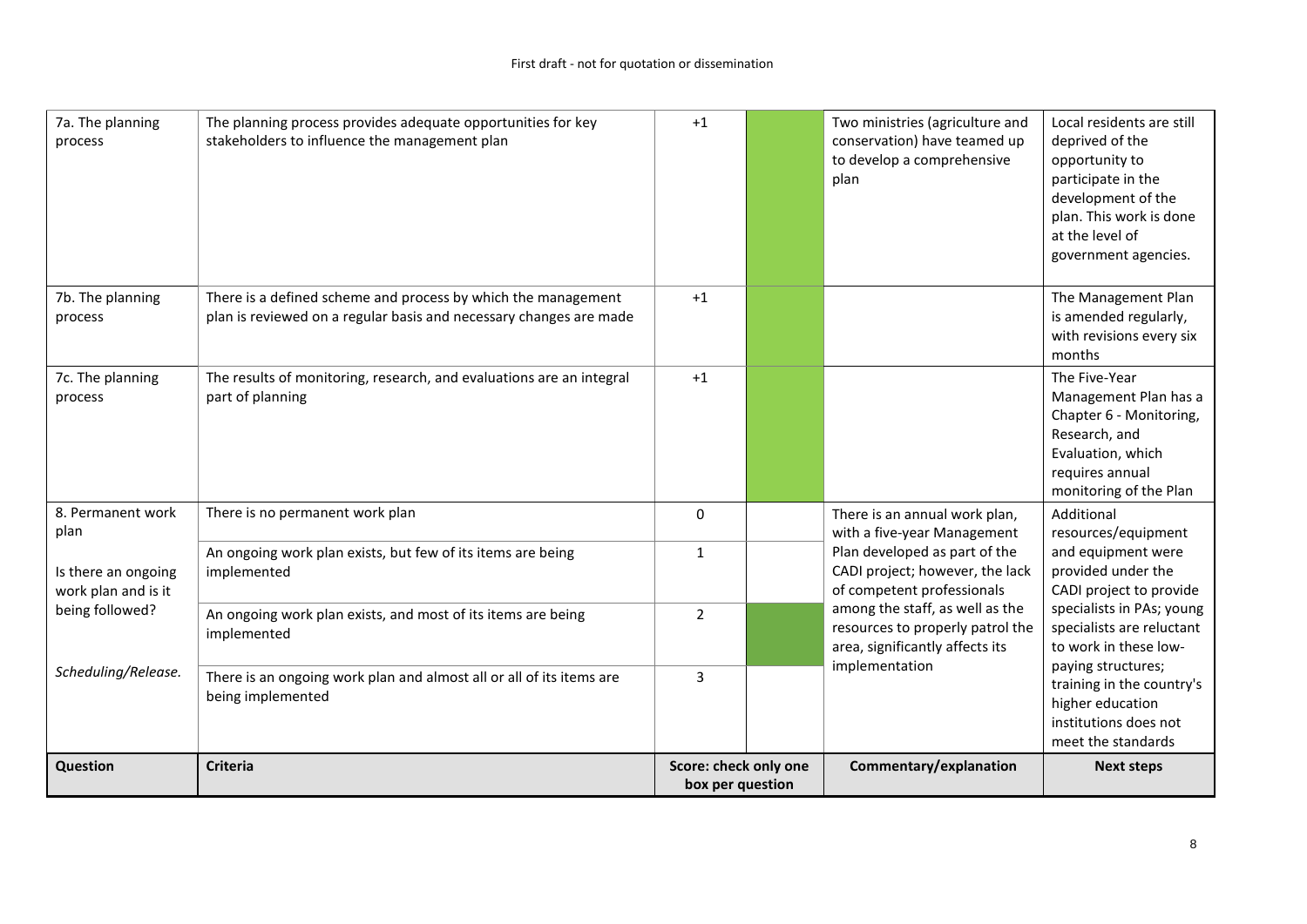| Question | Criteria | Score: check only one box per question | | Commentary/explanation | Next steps |
|---|---|---|---|---|---|
| 7a. The planning process | The planning process provides adequate opportunities for key stakeholders to influence the management plan | +1 | ✓ | Two ministries (agriculture and conservation) have teamed up to develop a comprehensive plan | Local residents are still deprived of the opportunity to participate in the development of the plan. This work is done at the level of government agencies. |
| 7b. The planning process | There is a defined scheme and process by which the management plan is reviewed on a regular basis and necessary changes are made | +1 | ✓ | | The Management Plan is amended regularly, with revisions every six months |
| 7c. The planning process | The results of monitoring, research, and evaluations are an integral part of planning | +1 | ✓ | | The Five-Year Management Plan has a Chapter 6 - Monitoring, Research, and Evaluation, which requires annual monitoring of the Plan |
| 8. Permanent work plan<br><br>Is there an ongoing work plan and is it being followed?<br><br>*Scheduling/Release.* | There is no permanent work plan | 0 | | There is an annual work plan, with a five-year Management Plan developed as part of the CADI project; however, the lack of competent professionals among the staff, as well as the resources to properly patrol the area, significantly affects its implementation | Additional resources/equipment and equipment were provided under the CADI project to provide specialists in PAs; young specialists are reluctant to work in these low-paying structures; training in the country's higher education institutions does not meet the standards |
| | An ongoing work plan exists, but few of its items are being implemented | 1 | | | |
| | An ongoing work plan exists, and most of its items are being implemented | 2 | ✓ | | |
| | There is an ongoing work plan and almost all or all of its items are being implemented | 3 | | | |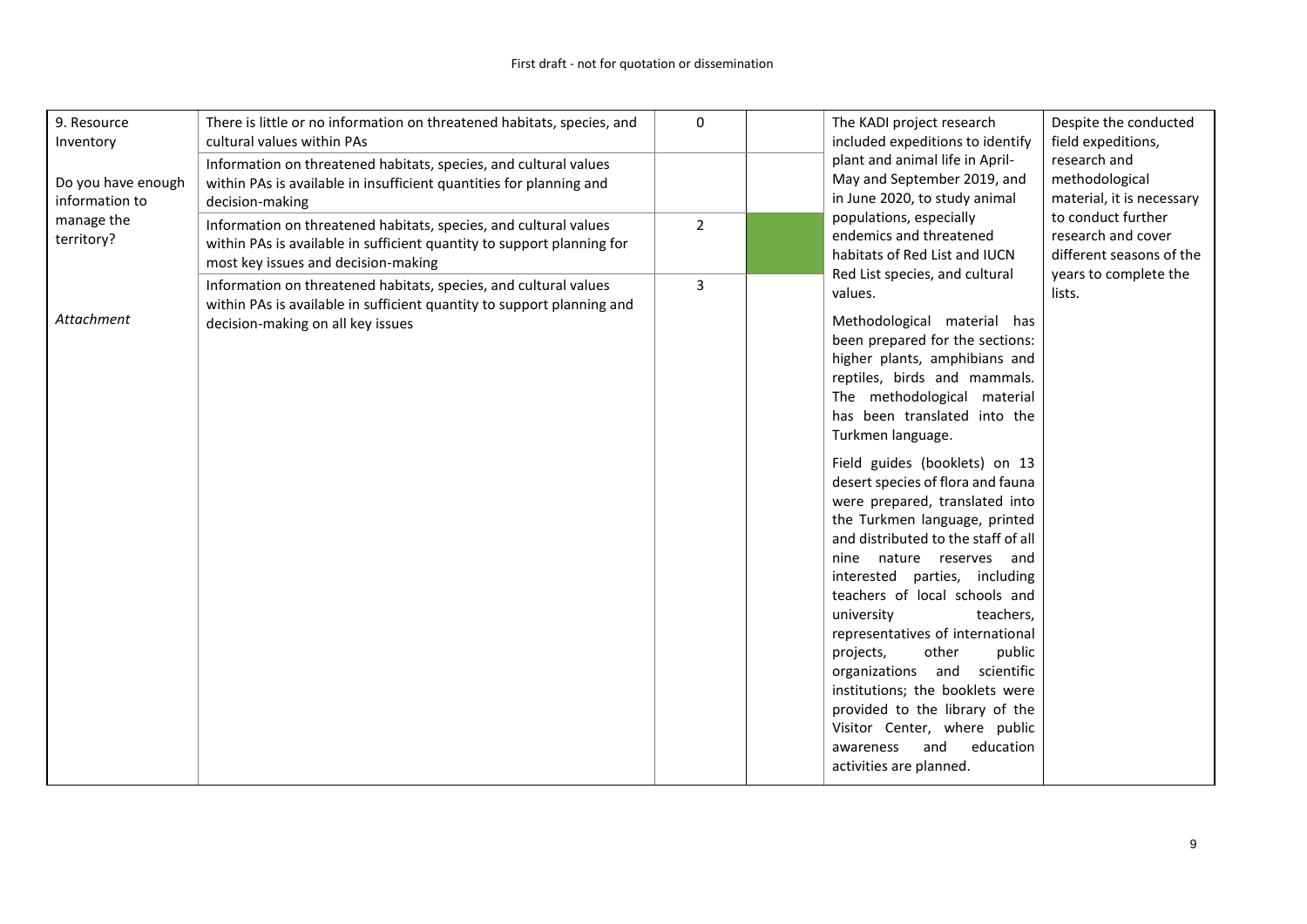| 9. Resource Inventory<br><br>Do you have enough information to manage the territory?<br><br>*Attachment* | There is little or no information on threatened habitats, species, and cultural values within PAs | 0 | | The KADI project research included expeditions to identify plant and animal life in April-May and September 2019, and in June 2020, to study animal populations, especially endemics and threatened habitats of Red List and IUCN Red List species, and cultural values.<br><br>Methodological material has been prepared for the sections: higher plants, amphibians and reptiles, birds and mammals. The methodological material has been translated into the Turkmen language.<br><br>Field guides (booklets) on 13 desert species of flora and fauna were prepared, translated into the Turkmen language, printed and distributed to the staff of all nine nature reserves and interested parties, including teachers of local schools and university teachers, representatives of international projects, other public organizations and scientific institutions; the booklets were provided to the library of the Visitor Center, where public awareness and education activities are planned. | Despite the conducted field expeditions, research and methodological material, it is necessary to conduct further research and cover different seasons of the years to complete the lists. |
|---|---|---|---|---|---|
| | Information on threatened habitats, species, and cultural values within PAs is available in insufficient quantities for planning and decision-making | | | | |
| | Information on threatened habitats, species, and cultural values within PAs is available in sufficient quantity to support planning for most key issues and decision-making | 2 | ✓ | | |
| | Information on threatened habitats, species, and cultural values within PAs is available in sufficient quantity to support planning and decision-making on all key issues | 3 | | | |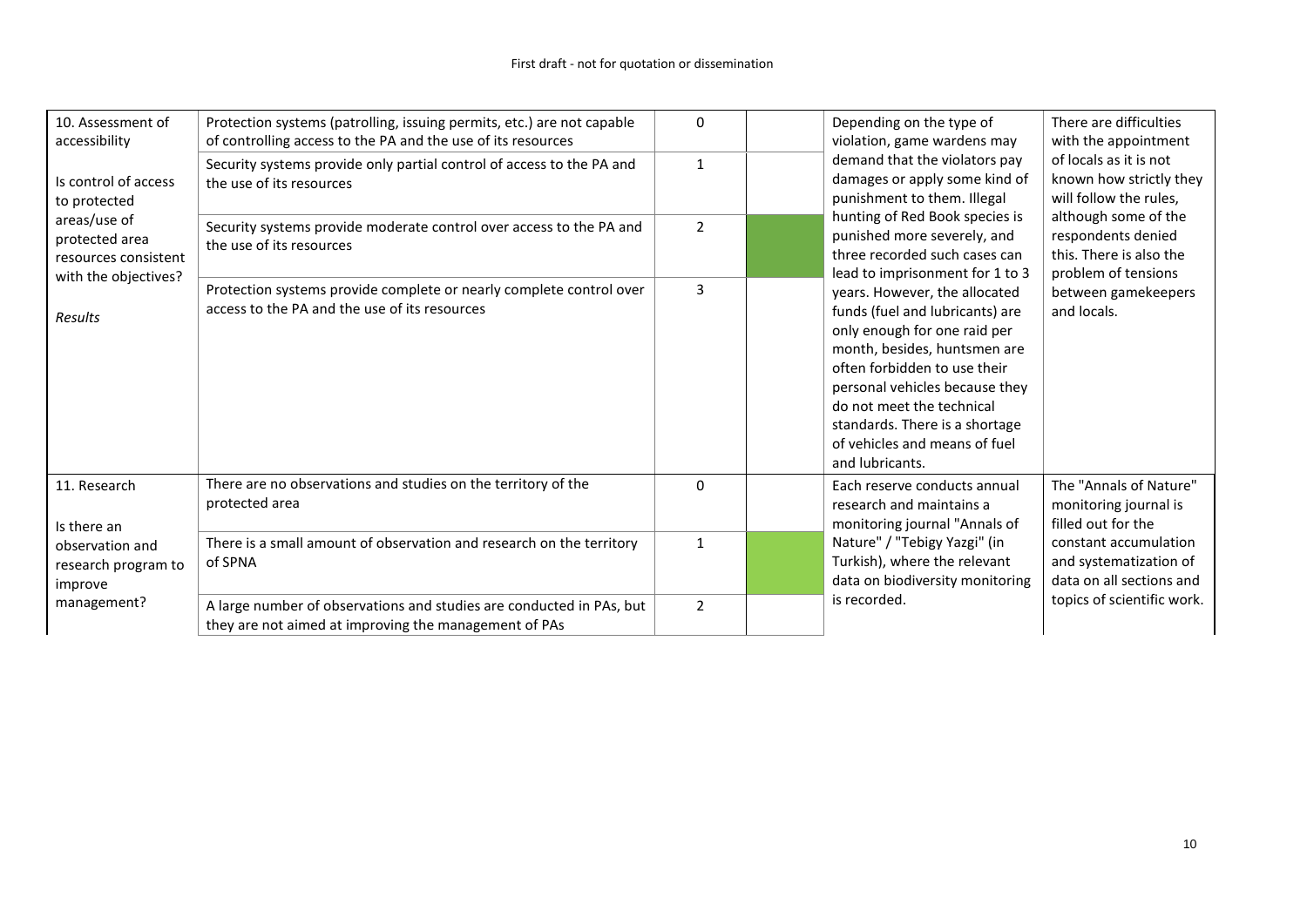| | | | | | |
|---|---|---|---|---|---|
| 10. Assessment of accessibility<br><br>Is control of access to protected areas/use of protected area resources consistent with the objectives?<br><br>*Results* | Protection systems (patrolling, issuing permits, etc.) are not capable of controlling access to the PA and the use of its resources | 0 | | Depending on the type of violation, game wardens may demand that the violators pay damages or apply some kind of punishment to them. Illegal hunting of Red Book species is punished more severely, and three recorded such cases can lead to imprisonment for 1 to 3 years. However, the allocated funds (fuel and lubricants) are only enough for one raid per month, besides, huntsmen are often forbidden to use their personal vehicles because they do not meet the technical standards. There is a shortage of vehicles and means of fuel and lubricants. | There are difficulties with the appointment of locals as it is not known how strictly they will follow the rules, although some of the respondents denied this. There is also the problem of tensions between gamekeepers and locals. |
| | Security systems provide only partial control of access to the PA and the use of its resources | 1 | | | |
| | Security systems provide moderate control over access to the PA and the use of its resources | 2 | ✓ | | |
| | Protection systems provide complete or nearly complete control over access to the PA and the use of its resources | 3 | | | |
| 11. Research<br><br>Is there an observation and research program to improve management? | There are no observations and studies on the territory of the protected area | 0 | | Each reserve conducts annual research and maintains a monitoring journal "Annals of Nature" / "Tebigy Yazgi" (in Turkish), where the relevant data on biodiversity monitoring is recorded. | The "Annals of Nature" monitoring journal is filled out for the constant accumulation and systematization of data on all sections and topics of scientific work. |
| | There is a small amount of observation and research on the territory of SPNA | 1 | ✓ | | |
| | A large number of observations and studies are conducted in PAs, but they are not aimed at improving the management of PAs | 2 | | | |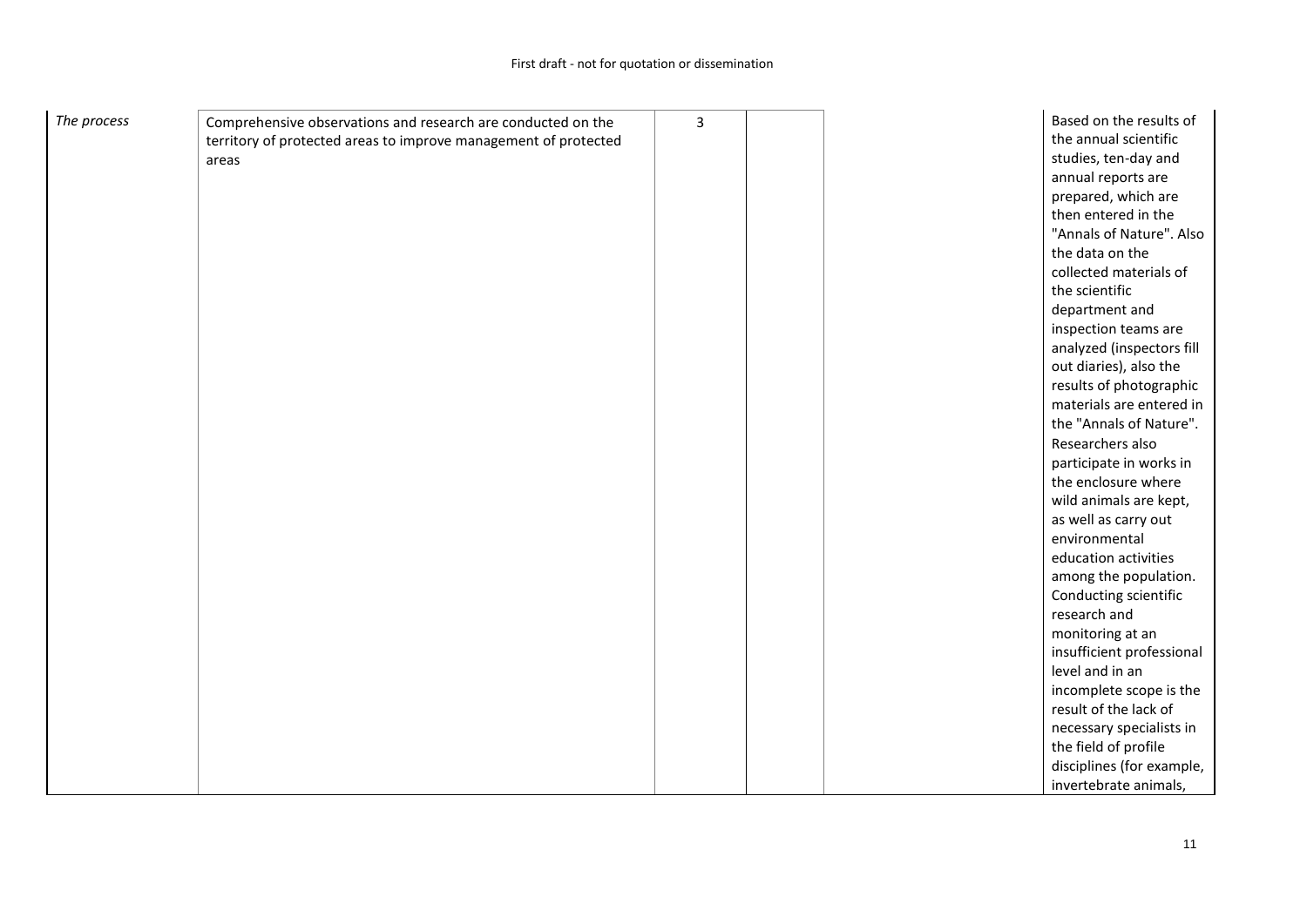| | | | | | |
|---|---|---|---|---|---|
| *The process* | Comprehensive observations and research are conducted on the territory of protected areas to improve management of protected areas | 3 | | | Based on the results of the annual scientific studies, ten-day and annual reports are prepared, which are then entered in the "Annals of Nature". Also the data on the collected materials of the scientific department and inspection teams are analyzed (inspectors fill out diaries), also the results of photographic materials are entered in the "Annals of Nature". Researchers also participate in works in the enclosure where wild animals are kept, as well as carry out environmental education activities among the population. Conducting scientific research and monitoring at an insufficient professional level and in an incomplete scope is the result of the lack of necessary specialists in the field of profile disciplines (for example, invertebrate animals, |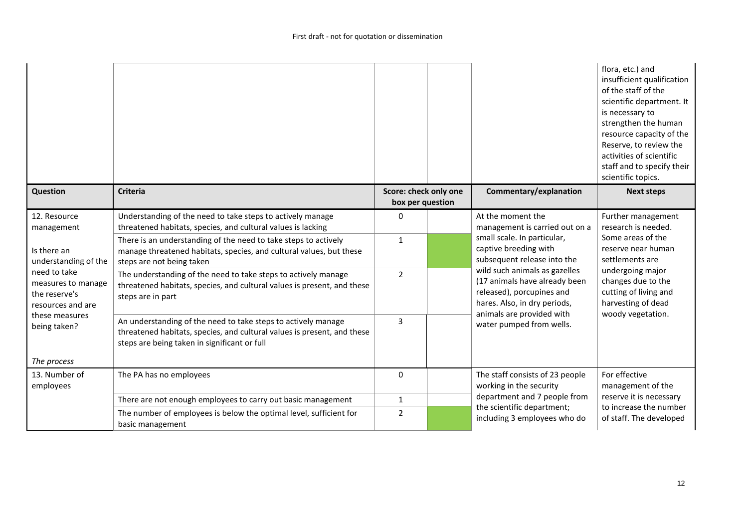| | | | | | flora, etc.) and insufficient qualification of the staff of the scientific department. It is necessary to strengthen the human resource capacity of the Reserve, to review the activities of scientific staff and to specify their scientific topics. |
|---|---|---|---|---|---|

| Question | Criteria | Score: check only one box per question | | Commentary/explanation | Next steps |
|---|---|---|---|---|---|
| 12. Resource management<br><br>Is there an understanding of the need to take measures to manage the reserve's resources and are these measures being taken?<br><br>*The process* | Understanding of the need to take steps to actively manage threatened habitats, species, and cultural values is lacking | 0 | | At the moment the management is carried out on a small scale. In particular, captive breeding with subsequent release into the wild such animals as gazelles (17 animals have already been released), porcupines and hares. Also, in dry periods, animals are provided with water pumped from wells. | Further management research is needed. Some areas of the reserve near human settlements are undergoing major changes due to the cutting of living and harvesting of dead woody vegetation. |
| | There is an understanding of the need to take steps to actively manage threatened habitats, species, and cultural values, but these steps are not being taken | 1 | ✓ | | |
| | The understanding of the need to take steps to actively manage threatened habitats, species, and cultural values is present, and these steps are in part | 2 | | | |
| | An understanding of the need to take steps to actively manage threatened habitats, species, and cultural values is present, and these steps are being taken in significant or full | 3 | | | |
| 13. Number of employees | The PA has no employees | 0 | | The staff consists of 23 people working in the security department and 7 people from the scientific department; including 3 employees who do | For effective management of the reserve it is necessary to increase the number of staff. The developed |
| | There are not enough employees to carry out basic management | 1 | | | |
| | The number of employees is below the optimal level, sufficient for basic management | 2 | ✓ | | |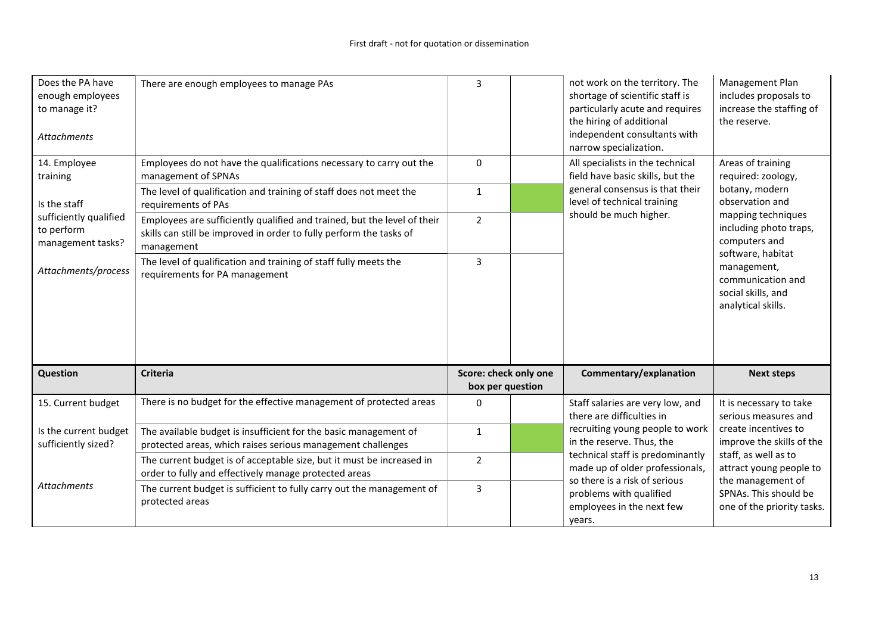| Question | Criteria | Score: check only one box per question | | Commentary/explanation | Next steps |
|---|---|---|---|---|---|
| Does the PA have enough employees to manage it?<br><br>*Attachments* | There are enough employees to manage PAs | 3 | | not work on the territory. The shortage of scientific staff is particularly acute and requires the hiring of additional independent consultants with narrow specialization. | Management Plan includes proposals to increase the staffing of the reserve. |
| 14. Employee training<br><br>Is the staff sufficiently qualified to perform management tasks?<br><br>*Attachments/process* | Employees do not have the qualifications necessary to carry out the management of SPNAs | 0 | | All specialists in the technical field have basic skills, but the general consensus is that their level of technical training should be much higher. | Areas of training required: zoology, botany, modern observation and mapping techniques including photo traps, computers and software, habitat management, communication and social skills, and analytical skills. |
| | The level of qualification and training of staff does not meet the requirements of PAs | 1 | ✓ | | |
| | Employees are sufficiently qualified and trained, but the level of their skills can still be improved in order to fully perform the tasks of management | 2 | | | |
| | The level of qualification and training of staff fully meets the requirements for PA management | 3 | | | |
| **Question** | **Criteria** | **Score: check only one box per question** | | **Commentary/explanation** | **Next steps** |
| 15. Current budget<br><br>Is the current budget sufficiently sized?<br><br>*Attachments* | There is no budget for the effective management of protected areas | 0 | | Staff salaries are very low, and there are difficulties in recruiting young people to work in the reserve. Thus, the technical staff is predominantly made up of older professionals, so there is a risk of serious problems with qualified employees in the next few years. | It is necessary to take serious measures and create incentives to improve the skills of the staff, as well as to attract young people to the management of SPNAs. This should be one of the priority tasks. |
| | The available budget is insufficient for the basic management of protected areas, which raises serious management challenges | 1 | ✓ | | |
| | The current budget is of acceptable size, but it must be increased in order to fully and effectively manage protected areas | 2 | | | |
| | The current budget is sufficient to fully carry out the management of protected areas | 3 | | | |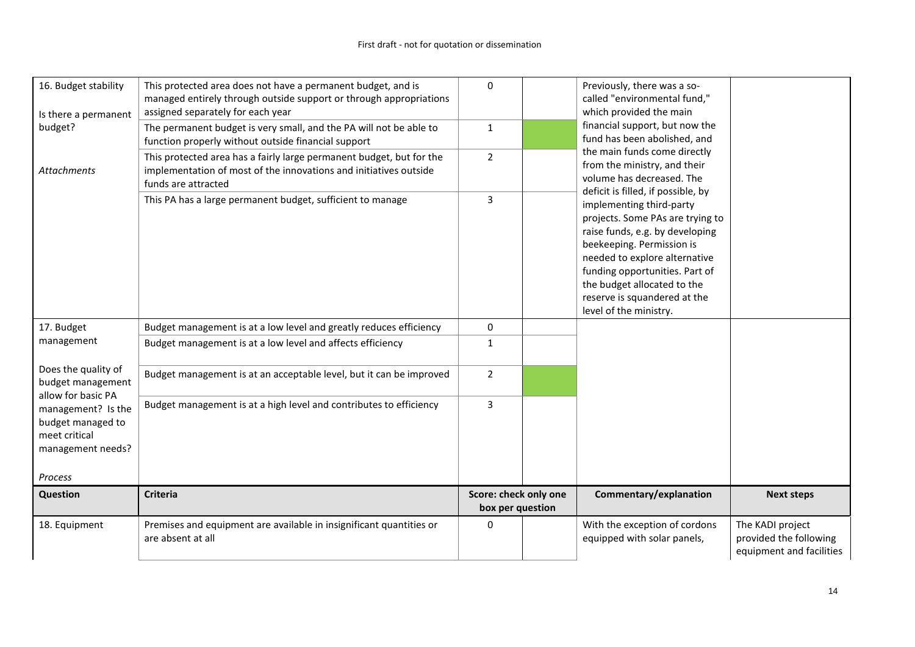| 16. Budget stability<br><br>Is there a permanent budget?<br><br>*Attachments* | This protected area does not have a permanent budget, and is managed entirely through outside support or through appropriations assigned separately for each year | 0 | | Previously, there was a so-called "environmental fund," which provided the main financial support, but now the fund has been abolished, and the main funds come directly from the ministry, and their volume has decreased. The deficit is filled, if possible, by implementing third-party projects. Some PAs are trying to raise funds, e.g. by developing beekeeping. Permission is needed to explore alternative funding opportunities. Part of the budget allocated to the reserve is squandered at the level of the ministry. | |
|---|---|---|---|---|---|
| | The permanent budget is very small, and the PA will not be able to function properly without outside financial support | 1 | ✓ | | |
| | This protected area has a fairly large permanent budget, but for the implementation of most of the innovations and initiatives outside funds are attracted | 2 | | | |
| | This PA has a large permanent budget, sufficient to manage | 3 | | | |
| 17. Budget management<br><br>Does the quality of budget management allow for basic PA management? Is the budget managed to meet critical management needs?<br><br>*Process* | Budget management is at a low level and greatly reduces efficiency | 0 | | | |
| | Budget management is at a low level and affects efficiency | 1 | | | |
| | Budget management is at an acceptable level, but it can be improved | 2 | ✓ | | |
| | Budget management is at a high level and contributes to efficiency | 3 | | | |
| **Question** | **Criteria** | **Score: check only one box per question** | | **Commentary/explanation** | **Next steps** |
| 18. Equipment | Premises and equipment are available in insignificant quantities or are absent at all | 0 | | With the exception of cordons equipped with solar panels, | The KADI project provided the following equipment and facilities |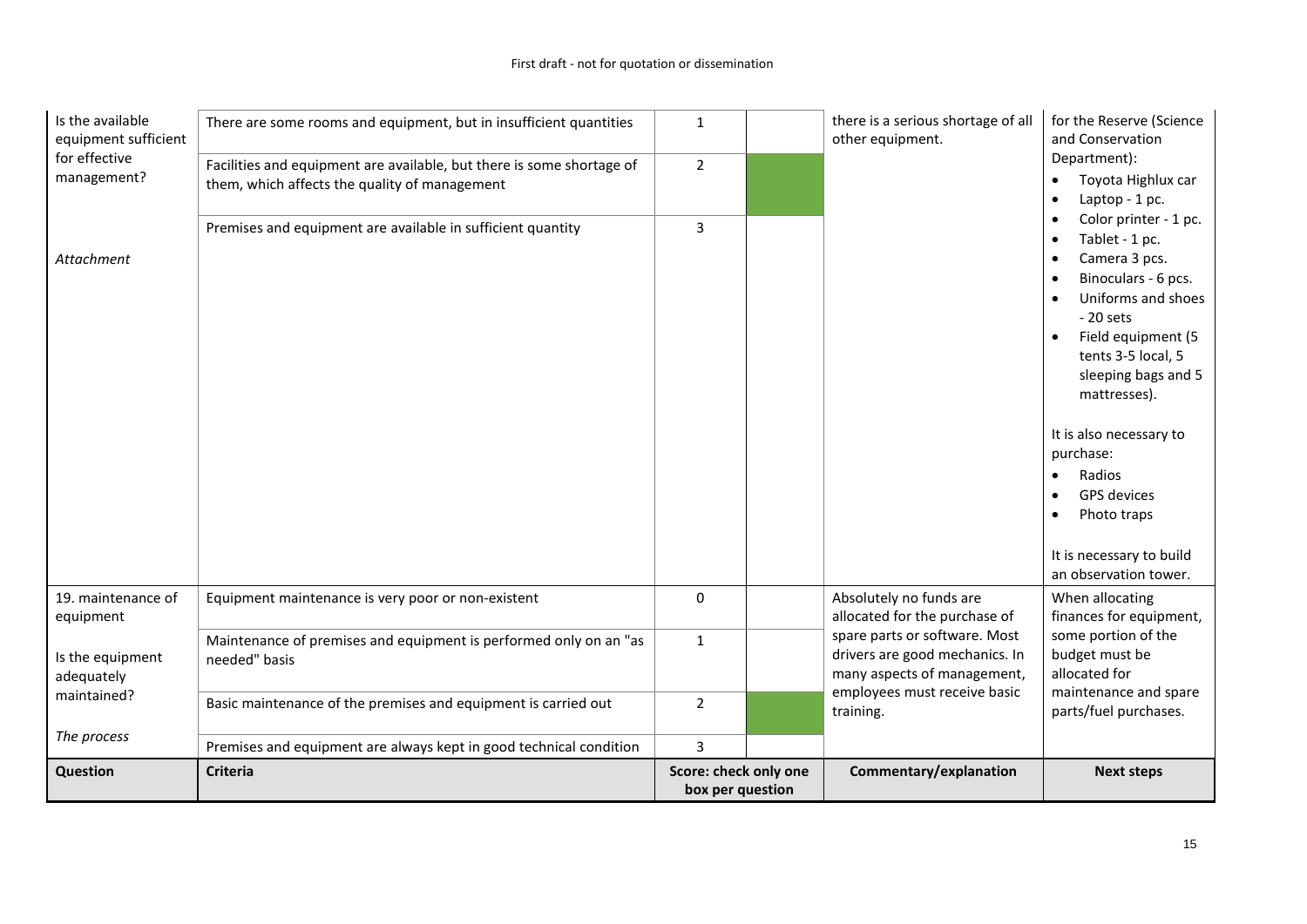| Question | Criteria | Score: check only one box per question | | Commentary/explanation | Next steps |
|---|---|---|---|---|---|
| Is the available equipment sufficient for effective management? | There are some rooms and equipment, but in insufficient quantities | 1 | | there is a serious shortage of all other equipment. | for the Reserve (Science and Conservation Department):<br>• Toyota Highlux car<br>• Laptop - 1 pc.<br>• Color printer - 1 pc.<br>• Tablet - 1 pc.<br>• Camera 3 pcs.<br>• Binoculars - 6 pcs.<br>• Uniforms and shoes - 20 sets<br>• Field equipment (5 tents 3-5 local, 5 sleeping bags and 5 mattresses).<br><br>It is also necessary to purchase:<br>• Radios<br>• GPS devices<br>• Photo traps<br><br>It is necessary to build an observation tower. |
| | Facilities and equipment are available, but there is some shortage of them, which affects the quality of management | 2 | ✓ | | |
| *Attachment* | Premises and equipment are available in sufficient quantity | 3 | | | |
| 19. maintenance of equipment<br><br>Is the equipment adequately maintained?<br><br>*The process* | Equipment maintenance is very poor or non-existent | 0 | | Absolutely no funds are allocated for the purchase of spare parts or software. Most drivers are good mechanics. In many aspects of management, employees must receive basic training. | When allocating finances for equipment, some portion of the budget must be allocated for maintenance and spare parts/fuel purchases. |
| | Maintenance of premises and equipment is performed only on an "as needed" basis | 1 | | | |
| | Basic maintenance of the premises and equipment is carried out | 2 | ✓ | | |
| | Premises and equipment are always kept in good technical condition | 3 | | | |
| **Question** | **Criteria** | **Score: check only one box per question** | | **Commentary/explanation** | **Next steps** |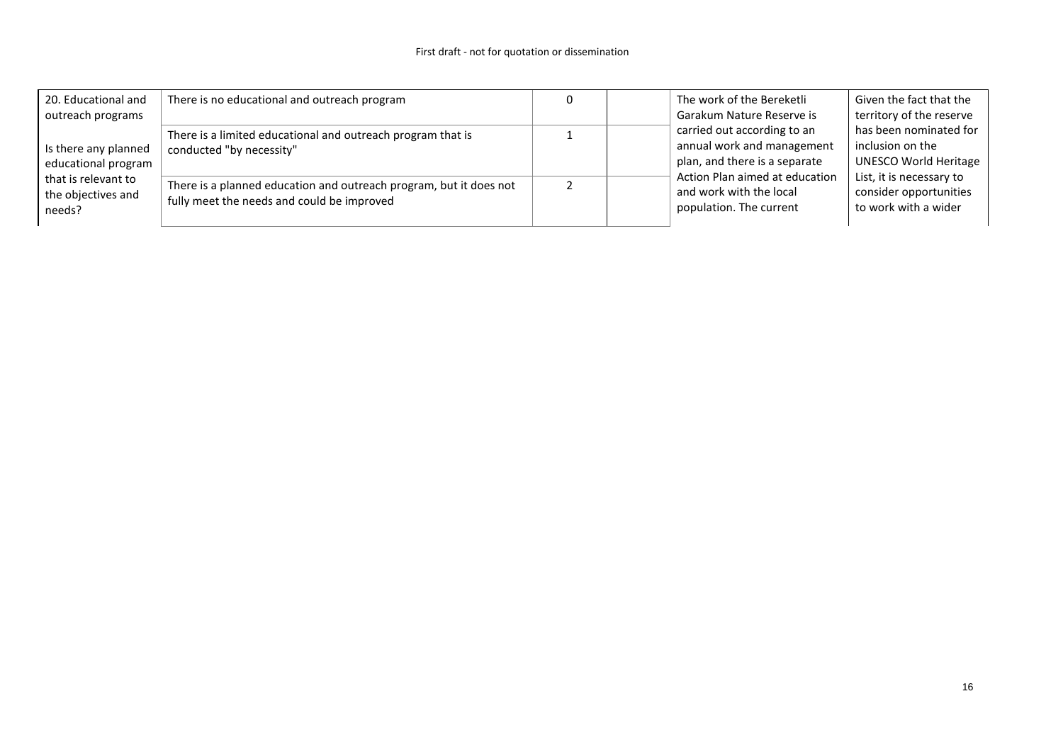| 20. Educational and outreach programs<br><br>Is there any planned educational program that is relevant to the objectives and needs? | There is no educational and outreach program | 0 | | The work of the Bereketli Garakum Nature Reserve is carried out according to an annual work and management plan, and there is a separate Action Plan aimed at education and work with the local population. The current | Given the fact that the territory of the reserve has been nominated for inclusion on the UNESCO World Heritage List, it is necessary to consider opportunities to work with a wider |
|---|---|---|---|---|---|
| | There is a limited educational and outreach program that is conducted "by necessity" | 1 | | | |
| | There is a planned education and outreach program, but it does not fully meet the needs and could be improved | 2 | | | |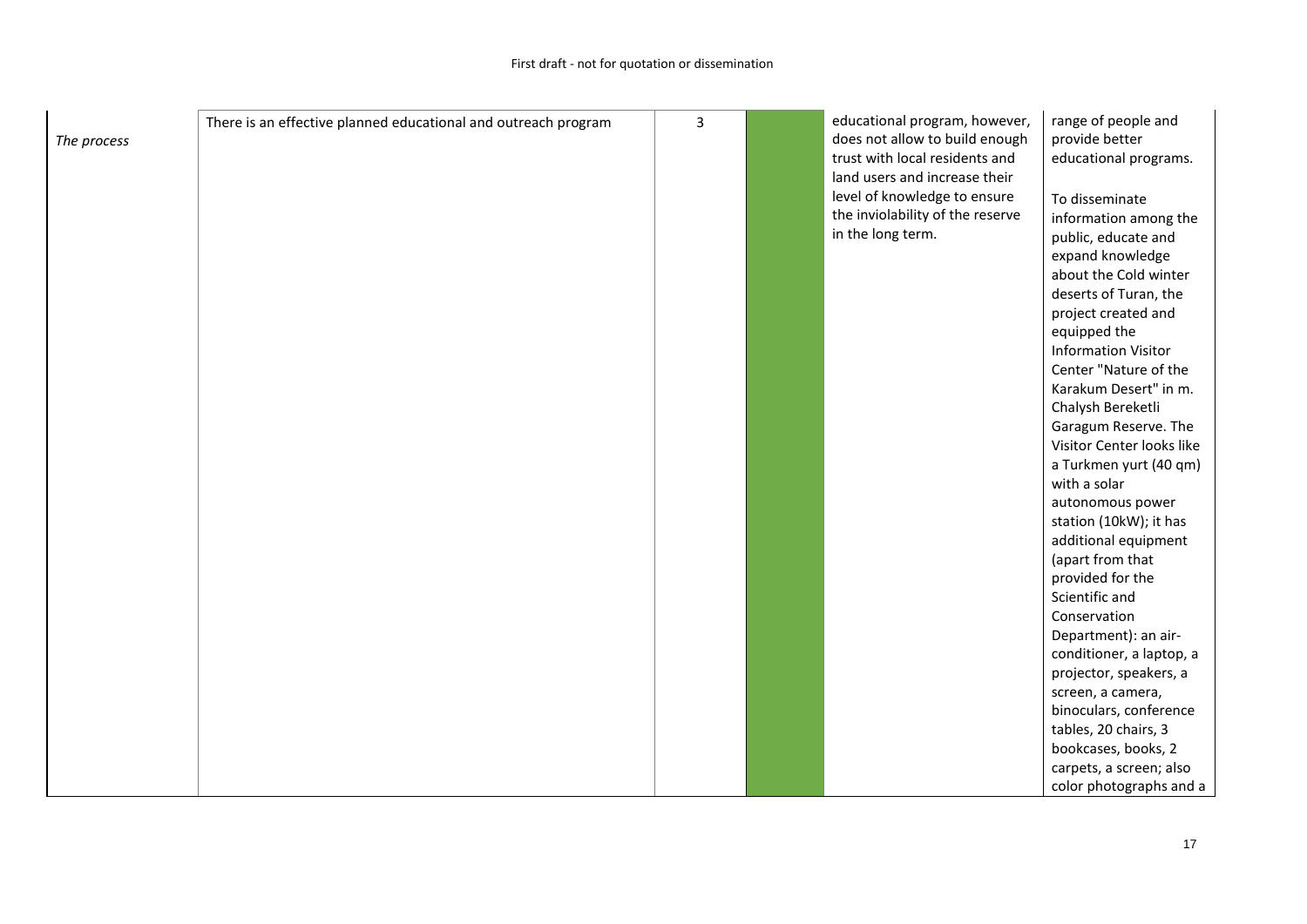| | | | | | |
|---|---|---|---|---|---|
| *The process* | There is an effective planned educational and outreach program | 3 | | educational program, however, does not allow to build enough trust with local residents and land users and increase their level of knowledge to ensure the inviolability of the reserve in the long term. | range of people and provide better educational programs.<br><br>To disseminate information among the public, educate and expand knowledge about the Cold winter deserts of Turan, the project created and equipped the Information Visitor Center "Nature of the Karakum Desert" in m. Chalysh Bereketli Garagum Reserve. The Visitor Center looks like a Turkmen yurt (40 qm) with a solar autonomous power station (10kW); it has additional equipment (apart from that provided for the Scientific and Conservation Department): an air-conditioner, a laptop, a projector, speakers, a screen, a camera, binoculars, conference tables, 20 chairs, 3 bookcases, books, 2 carpets, a screen; also color photographs and a |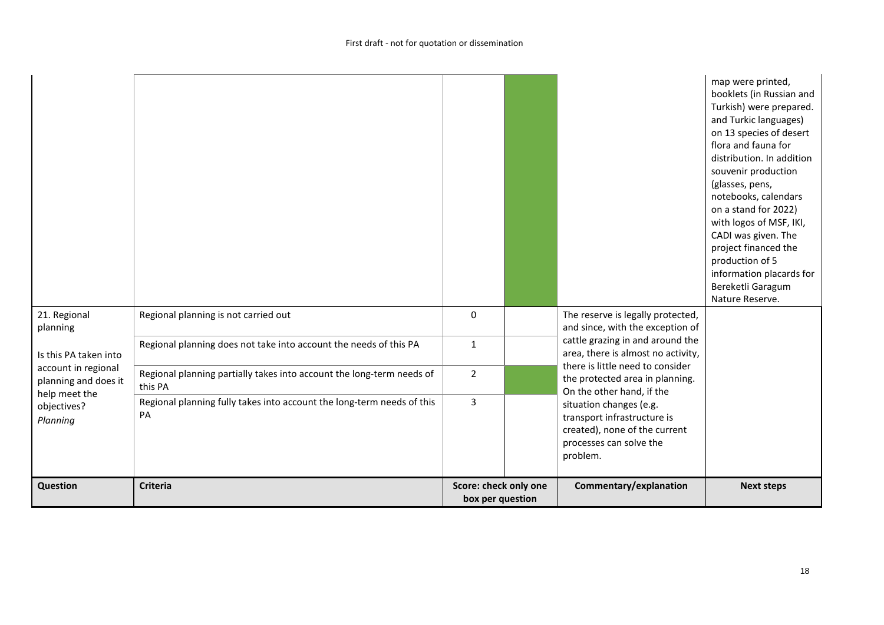| Question | Criteria | Score: check only one box per question | | Commentary/explanation | Next steps |
|---|---|---|---|---|---|
| | | | ■ | | map were printed, booklets (in Russian and Turkish) were prepared. and Turkic languages) on 13 species of desert flora and fauna for distribution. In addition souvenir production (glasses, pens, notebooks, calendars on a stand for 2022) with logos of MSF, IKI, CADI was given. The project financed the production of 5 information placards for Bereketli Garagum Nature Reserve. |
| 21. Regional planning<br><br>Is this PA taken into account in regional planning and does it help meet the objectives?<br>*Planning* | Regional planning is not carried out | 0 | | The reserve is legally protected, and since, with the exception of cattle grazing in and around the area, there is almost no activity, there is little need to consider the protected area in planning. On the other hand, if the situation changes (e.g. transport infrastructure is created), none of the current processes can solve the problem. | |
| | Regional planning does not take into account the needs of this PA | 1 | | | |
| | Regional planning partially takes into account the long-term needs of this PA | 2 | ■ | | |
| | Regional planning fully takes into account the long-term needs of this PA | 3 | | | |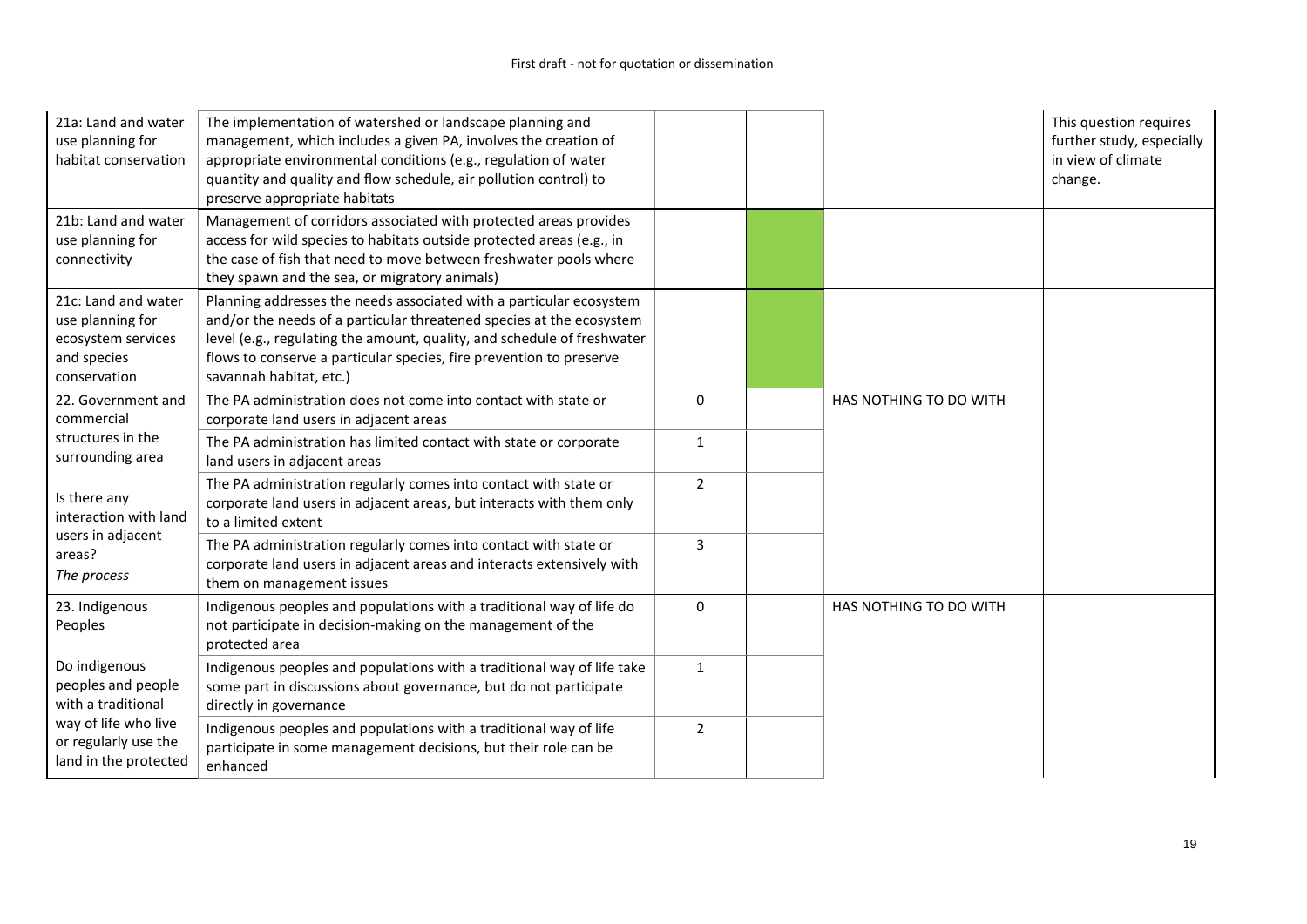First draft - not for quotation or dissemination

| | | | | | |
|---|---|---|---|---|---|
| 21a: Land and water use planning for habitat conservation | The implementation of watershed or landscape planning and management, which includes a given PA, involves the creation of appropriate environmental conditions (e.g., regulation of water quantity and quality and flow schedule, air pollution control) to preserve appropriate habitats | | | | This question requires further study, especially in view of climate change. |
| 21b: Land and water use planning for connectivity | Management of corridors associated with protected areas provides access for wild species to habitats outside protected areas (e.g., in the case of fish that need to move between freshwater pools where they spawn and the sea, or migratory animals) | | | | |
| 21c: Land and water use planning for ecosystem services and species conservation | Planning addresses the needs associated with a particular ecosystem and/or the needs of a particular threatened species at the ecosystem level (e.g., regulating the amount, quality, and schedule of freshwater flows to conserve a particular species, fire prevention to preserve savannah habitat, etc.) | | | | |
| 22. Government and commercial structures in the surrounding area<br><br>Is there any interaction with land users in adjacent areas?<br>*The process* | The PA administration does not come into contact with state or corporate land users in adjacent areas | 0 | | HAS NOTHING TO DO WITH | |
| | The PA administration has limited contact with state or corporate land users in adjacent areas | 1 | | | |
| | The PA administration regularly comes into contact with state or corporate land users in adjacent areas, but interacts with them only to a limited extent | 2 | | | |
| | The PA administration regularly comes into contact with state or corporate land users in adjacent areas and interacts extensively with them on management issues | 3 | | | |
| 23. Indigenous Peoples<br><br>Do indigenous peoples and people with a traditional way of life who live or regularly use the land in the protected | Indigenous peoples and populations with a traditional way of life do not participate in decision-making on the management of the protected area | 0 | | HAS NOTHING TO DO WITH | |
| | Indigenous peoples and populations with a traditional way of life take some part in discussions about governance, but do not participate directly in governance | 1 | | | |
| | Indigenous peoples and populations with a traditional way of life participate in some management decisions, but their role can be enhanced | 2 | | | |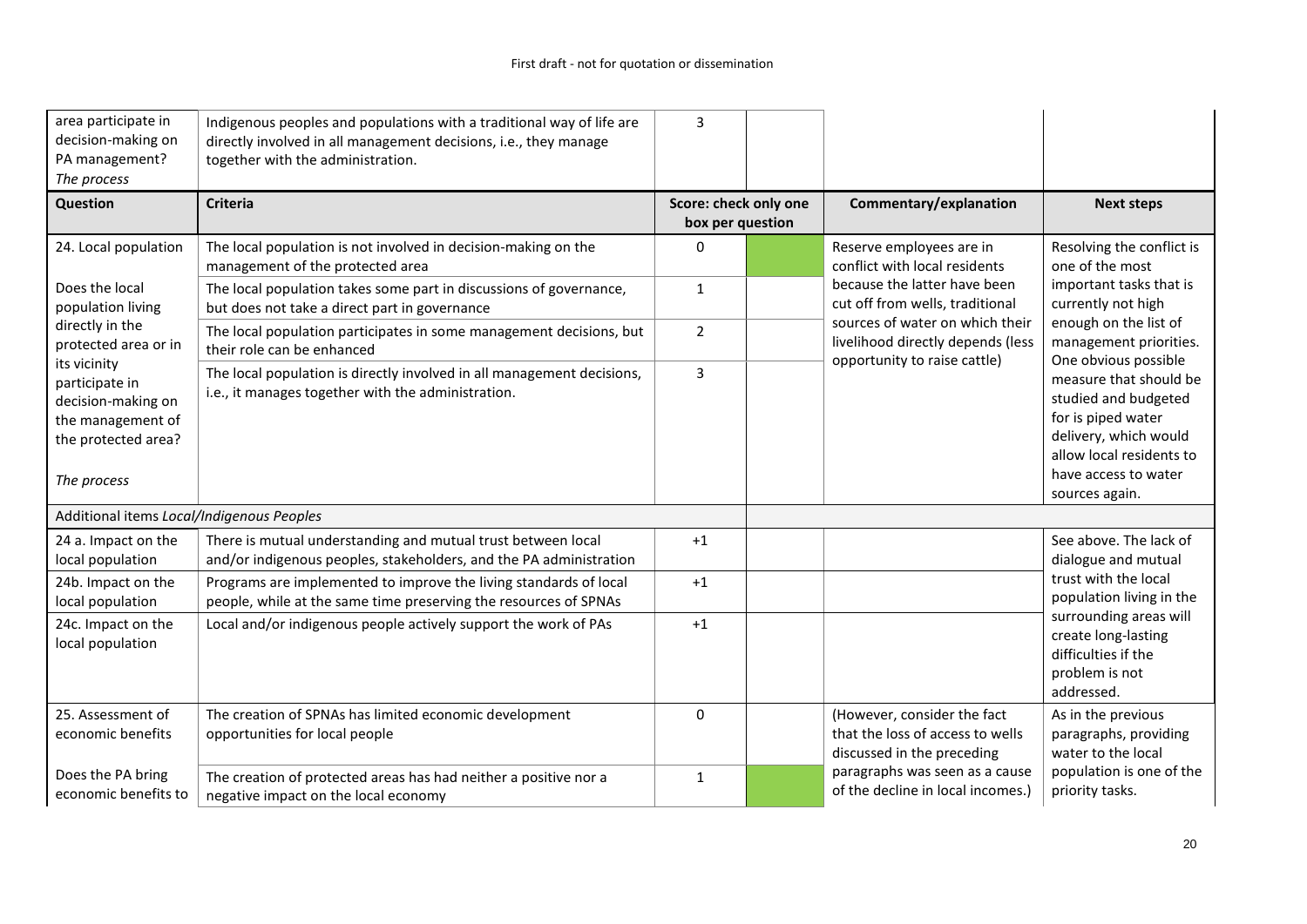| area participate in decision-making on PA management? *The process* | Indigenous peoples and populations with a traditional way of life are directly involved in all management decisions, i.e., they manage together with the administration. | 3 | | | |
|---|---|---|---|---|---|
| **Question** | **Criteria** | **Score: check only one box per question** | | **Commentary/explanation** | **Next steps** |
| 24. Local population<br><br>Does the local population living directly in the protected area or in its vicinity participate in decision-making on the management of the protected area?<br><br>*The process* | The local population is not involved in decision-making on the management of the protected area | 0 | ■ | Reserve employees are in conflict with local residents because the latter have been cut off from wells, traditional sources of water on which their livelihood directly depends (less opportunity to raise cattle) | Resolving the conflict is one of the most important tasks that is currently not high enough on the list of management priorities. One obvious possible measure that should be studied and budgeted for is piped water delivery, which would allow local residents to have access to water sources again. |
| | The local population takes some part in discussions of governance, but does not take a direct part in governance | 1 | | | |
| | The local population participates in some management decisions, but their role can be enhanced | 2 | | | |
| | The local population is directly involved in all management decisions, i.e., it manages together with the administration. | 3 | | | |
| Additional items *Local/Indigenous Peoples* | | | | | |
| 24 a. Impact on the local population | There is mutual understanding and mutual trust between local and/or indigenous peoples, stakeholders, and the PA administration | +1 | | | See above. The lack of dialogue and mutual trust with the local population living in the surrounding areas will create long-lasting difficulties if the problem is not addressed. |
| 24b. Impact on the local population | Programs are implemented to improve the living standards of local people, while at the same time preserving the resources of SPNAs | +1 | | | |
| 24c. Impact on the local population | Local and/or indigenous people actively support the work of PAs | +1 | | | |
| 25. Assessment of economic benefits<br><br>Does the PA bring economic benefits to | The creation of SPNAs has limited economic development opportunities for local people | 0 | | (However, consider the fact that the loss of access to wells discussed in the preceding paragraphs was seen as a cause of the decline in local incomes.) | As in the previous paragraphs, providing water to the local population is one of the priority tasks. |
| | The creation of protected areas has had neither a positive nor a negative impact on the local economy | 1 | ■ | | |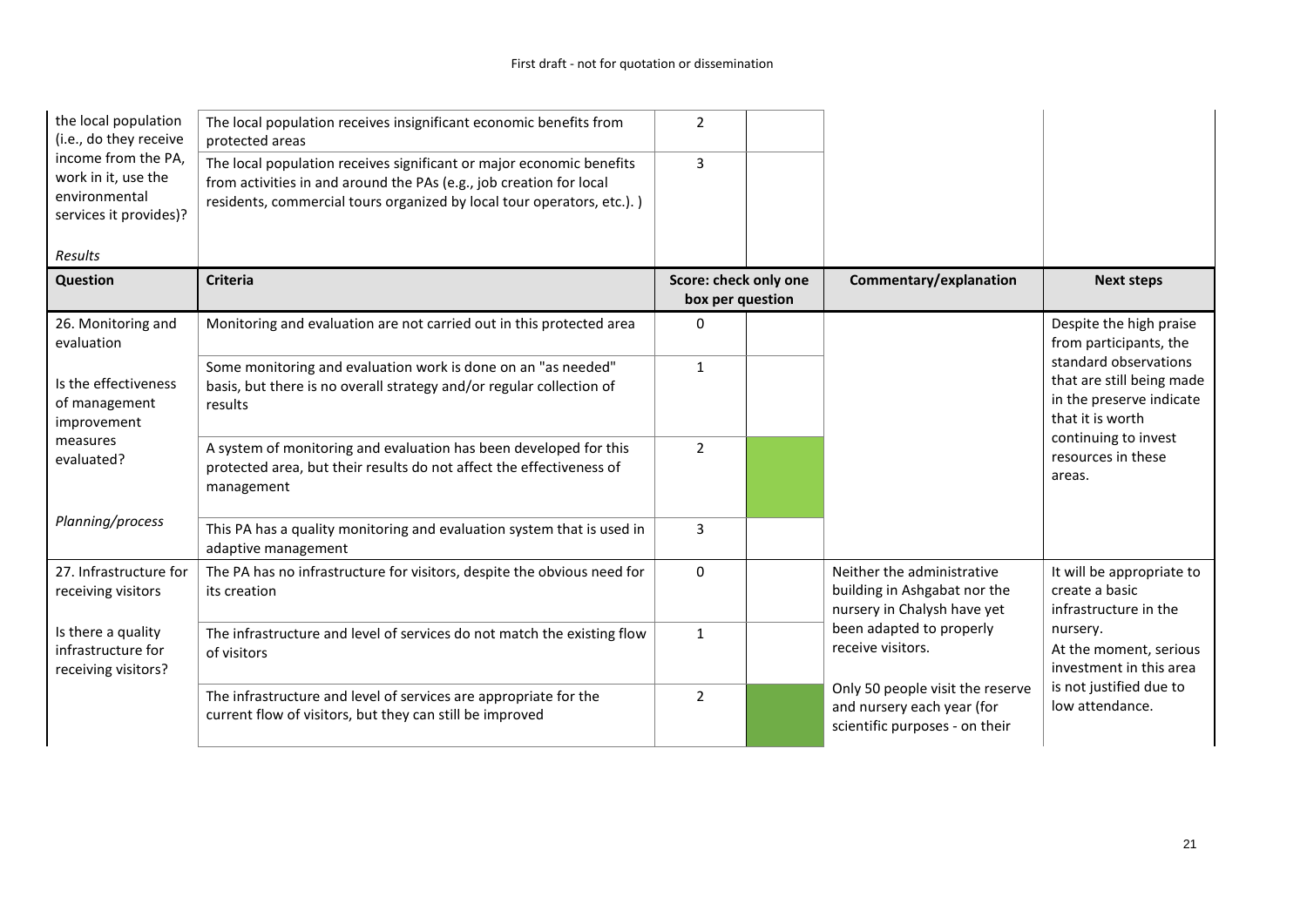| | | | | | |
|---|---|---|---|---|---|
| the local population (i.e., do they receive income from the PA, work in it, use the environmental services it provides)?<br><br>*Results* | The local population receives insignificant economic benefits from protected areas | 2 | | | |
| | The local population receives significant or major economic benefits from activities in and around the PAs (e.g., job creation for local residents, commercial tours organized by local tour operators, etc.). ) | 3 | | | |
| **Question** | **Criteria** | **Score: check only one box per question** | | **Commentary/explanation** | **Next steps** |
| 26. Monitoring and evaluation<br><br>Is the effectiveness of management improvement measures evaluated?<br><br>*Planning/process* | Monitoring and evaluation are not carried out in this protected area | 0 | | | Despite the high praise from participants, the standard observations that are still being made in the preserve indicate that it is worth continuing to invest resources in these areas. |
| | Some monitoring and evaluation work is done on an "as needed" basis, but there is no overall strategy and/or regular collection of results | 1 | | | |
| | A system of monitoring and evaluation has been developed for this protected area, but their results do not affect the effectiveness of management | 2 | ✓ | | |
| | This PA has a quality monitoring and evaluation system that is used in adaptive management | 3 | | | |
| 27. Infrastructure for receiving visitors<br><br>Is there a quality infrastructure for receiving visitors? | The PA has no infrastructure for visitors, despite the obvious need for its creation | 0 | | Neither the administrative building in Ashgabat nor the nursery in Chalysh have yet been adapted to properly receive visitors.<br><br>Only 50 people visit the reserve and nursery each year (for scientific purposes - on their | It will be appropriate to create a basic infrastructure in the nursery.<br>At the moment, serious investment in this area is not justified due to low attendance. |
| | The infrastructure and level of services do not match the existing flow of visitors | 1 | | | |
| | The infrastructure and level of services are appropriate for the current flow of visitors, but they can still be improved | 2 | ✓ | | |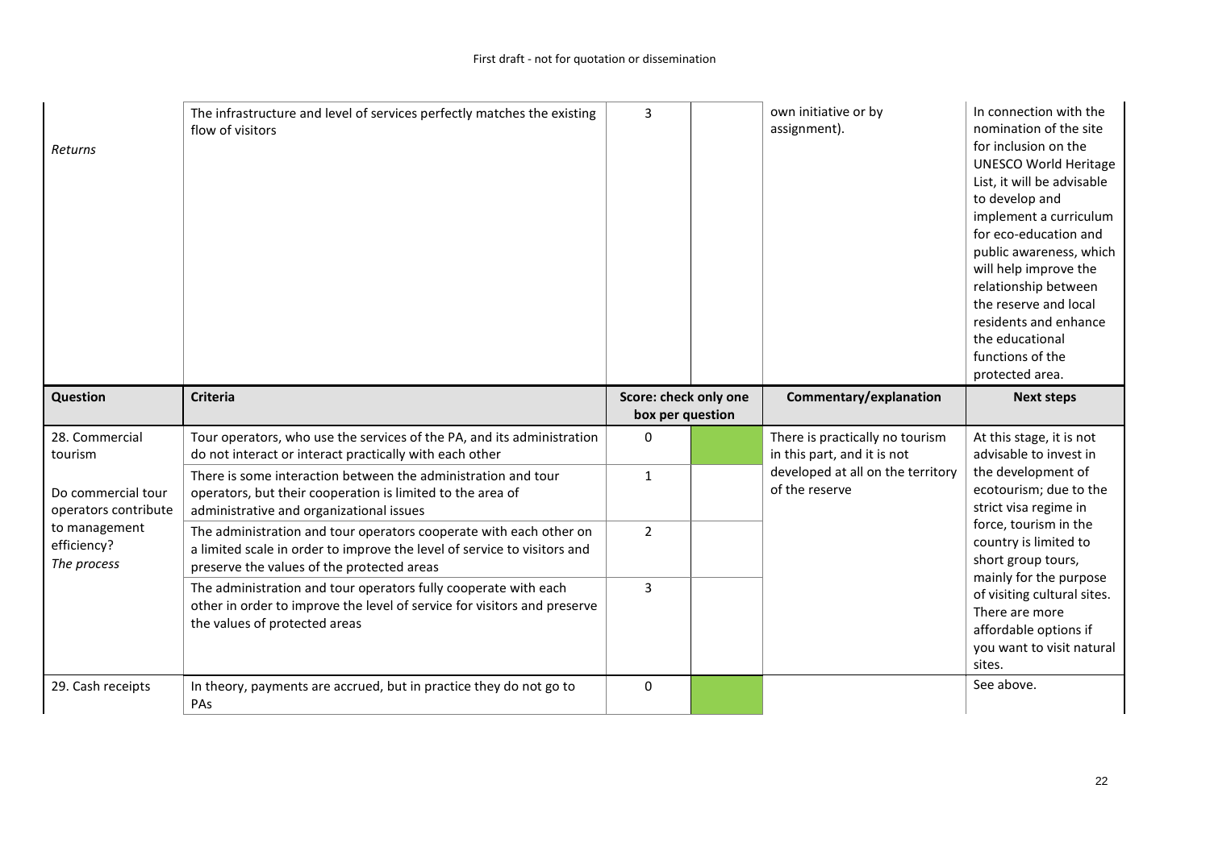| | | | | | |
|---|---|---|---|---|---|
| *Returns* | The infrastructure and level of services perfectly matches the existing flow of visitors | 3 | | own initiative or by assignment). | In connection with the nomination of the site for inclusion on the UNESCO World Heritage List, it will be advisable to develop and implement a curriculum for eco-education and public awareness, which will help improve the relationship between the reserve and local residents and enhance the educational functions of the protected area. |

| **Question** | **Criteria** | **Score: check only one box per question** | | **Commentary/explanation** | **Next steps** |
|---|---|---|---|---|---|
| 28. Commercial tourism<br><br>Do commercial tour operators contribute to management efficiency?<br>*The process* | Tour operators, who use the services of the PA, and its administration do not interact or interact practically with each other | 0 | ✓ | There is practically no tourism in this part, and it is not developed at all on the territory of the reserve | At this stage, it is not advisable to invest in the development of ecotourism; due to the strict visa regime in force, tourism in the country is limited to short group tours, mainly for the purpose of visiting cultural sites. There are more affordable options if you want to visit natural sites. |
| | There is some interaction between the administration and tour operators, but their cooperation is limited to the area of administrative and organizational issues | 1 | | | |
| | The administration and tour operators cooperate with each other on a limited scale in order to improve the level of service to visitors and preserve the values of the protected areas | 2 | | | |
| | The administration and tour operators fully cooperate with each other in order to improve the level of service for visitors and preserve the values of protected areas | 3 | | | |
| 29. Cash receipts | In theory, payments are accrued, but in practice they do not go to PAs | 0 | ✓ | | See above. |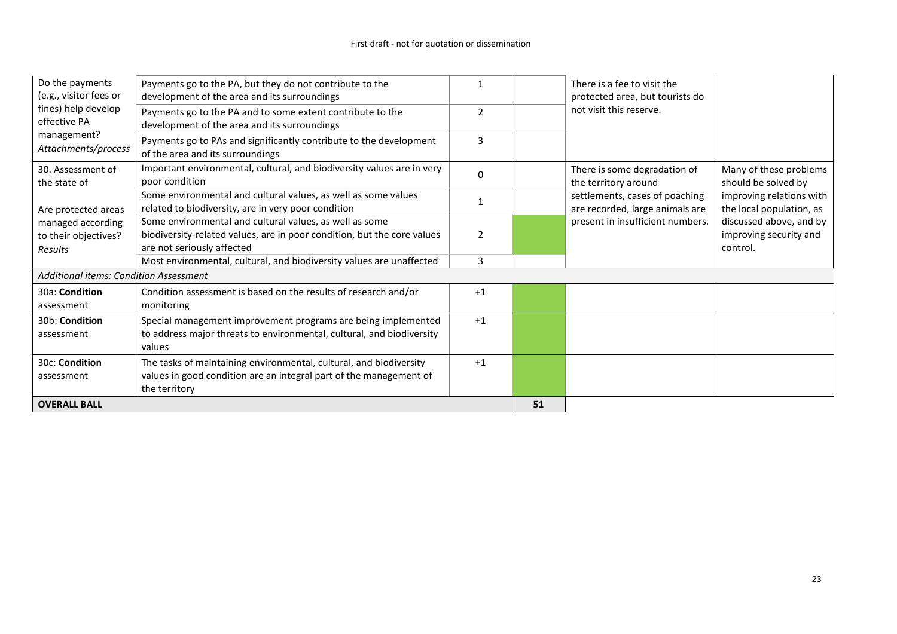| | | | | | |
|---|---|---|---|---|---|
| Do the payments (e.g., visitor fees or fines) help develop effective PA management? *Attachments/process* | Payments go to the PA, but they do not contribute to the development of the area and its surroundings | 1 | | There is a fee to visit the protected area, but tourists do not visit this reserve. | |
| | Payments go to the PA and to some extent contribute to the development of the area and its surroundings | 2 | | | |
| | Payments go to PAs and significantly contribute to the development of the area and its surroundings | 3 | | | |
| 30. Assessment of the state of Are protected areas managed according to their objectives? *Results* | Important environmental, cultural, and biodiversity values are in very poor condition | 0 | | There is some degradation of the territory around settlements, cases of poaching are recorded, large animals are present in insufficient numbers. | Many of these problems should be solved by improving relations with the local population, as discussed above, and by improving security and control. |
| | Some environmental and cultural values, as well as some values related to biodiversity, are in very poor condition | 1 | | | |
| | Some environmental and cultural values, as well as some biodiversity-related values, are in poor condition, but the core values are not seriously affected | 2 | | | |
| | Most environmental, cultural, and biodiversity values are unaffected | 3 | | | |
| *Additional items: Condition Assessment* | | | | | |
| 30a: **Condition** assessment | Condition assessment is based on the results of research and/or monitoring | +1 | | | |
| 30b: **Condition** assessment | Special management improvement programs are being implemented to address major threats to environmental, cultural, and biodiversity values | +1 | | | |
| 30c: **Condition** assessment | The tasks of maintaining environmental, cultural, and biodiversity values in good condition are an integral part of the management of the territory | +1 | | | |
| **OVERALL BALL** | | | 51 | | |